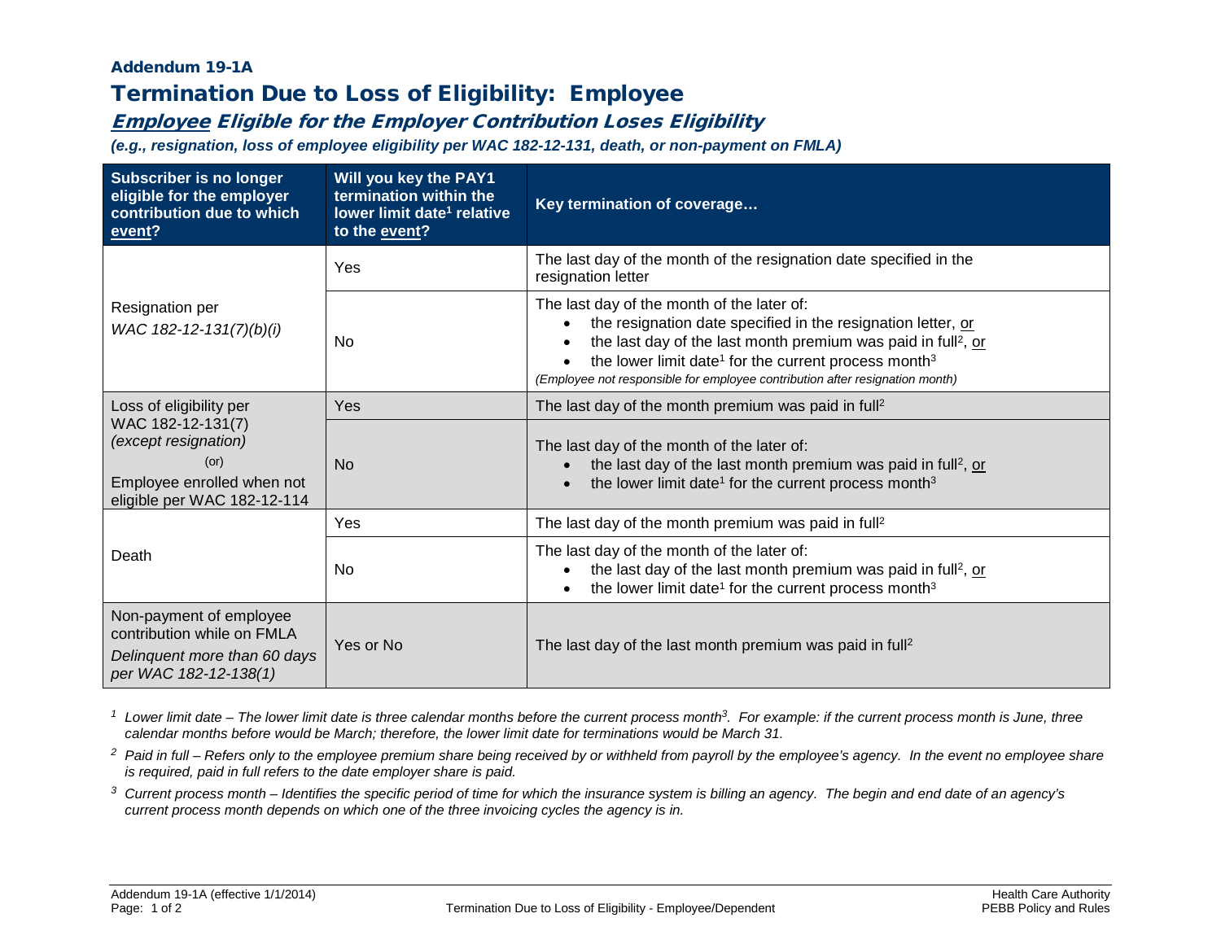### Addendum 19-1A

# Termination Due to Loss of Eligibility: Employee

## *Employee Eligible for the Employer Contribution Loses Eligibility*

***(e.g., resignation, loss of employee eligibility per WAC 182-12-131, death, or non-payment on FMLA)***

| Subscriber is no longer eligible for the employer contribution due to which event? | Will you key the PAY1 termination within the lower limit date[1] relative to the event? | Key termination of coverage… |
|---|---|---|
| Resignation per *WAC 182-12-131(7)(b)(i)* | Yes | The last day of the month of the resignation date specified in the resignation letter |
| | No | The last day of the month of the later of: <br>• the resignation date specified in the resignation letter, or <br>• the last day of the last month premium was paid in full[2], or <br>• the lower limit date[1] for the current process month[3] <br>*(Employee not responsible for employee contribution after resignation month)* |
| Loss of eligibility per WAC 182-12-131(7) *(except resignation)* (or) Employee enrolled when not eligible per WAC 182-12-114 | Yes | The last day of the month premium was paid in full[2] |
| | No | The last day of the month of the later of: <br>• the last day of the last month premium was paid in full[2], or <br>• the lower limit date[1] for the current process month[3] |
| Death | Yes | The last day of the month premium was paid in full[2] |
| | No | The last day of the month of the later of: <br>• the last day of the last month premium was paid in full[2], or <br>• the lower limit date[1] for the current process month[3] |
| Non-payment of employee contribution while on FMLA *Delinquent more than 60 days per WAC 182-12-138(1)* | Yes or No | The last day of the last month premium was paid in full[2] |

[1] *Lower limit date – The lower limit date is three calendar months before the current process month[3]. For example: if the current process month is June, three calendar months before would be March; therefore, the lower limit date for terminations would be March 31.*

[2] *Paid in full – Refers only to the employee premium share being received by or withheld from payroll by the employee's agency. In the event no employee share is required, paid in full refers to the date employer share is paid.*

[3] *Current process month – Identifies the specific period of time for which the insurance system is billing an agency. The begin and end date of an agency's current process month depends on which one of the three invoicing cycles the agency is in.*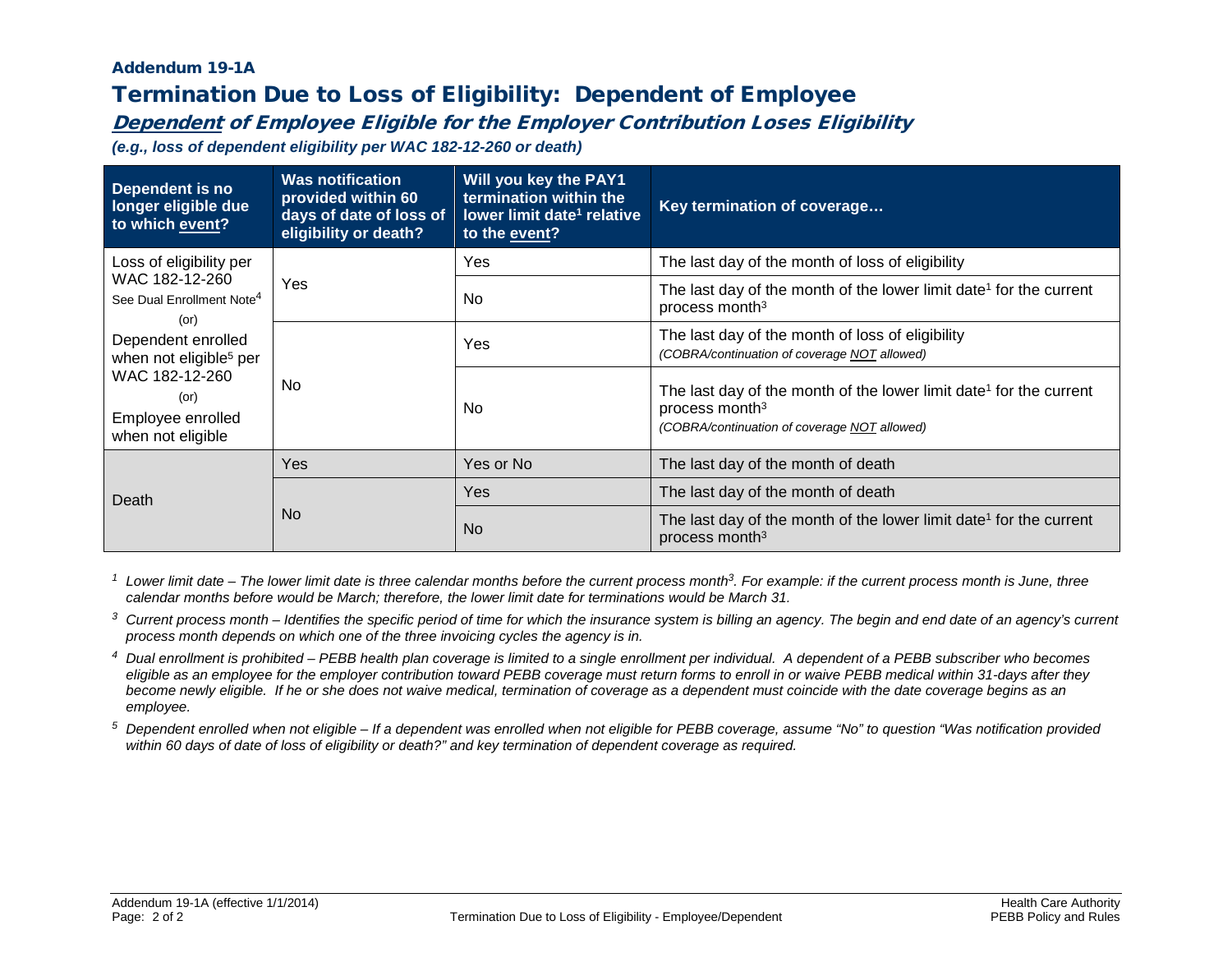**Addendum 19-1A**

# Termination Due to Loss of Eligibility: Dependent of Employee

## *Dependent of Employee Eligible for the Employer Contribution Loses Eligibility*

***(e.g., loss of dependent eligibility per WAC 182-12-260 or death)***

| Dependent is no longer eligible due to which event? | Was notification provided within 60 days of date of loss of eligibility or death? | Will you key the PAY1 termination within the lower limit date[1] relative to the event? | Key termination of coverage… |
|---|---|---|---|
| Loss of eligibility per WAC 182-12-260 See Dual Enrollment Note[4] (or) Dependent enrolled when not eligible[5] per WAC 182-12-260 (or) Employee enrolled when not eligible | Yes | Yes | The last day of the month of loss of eligibility |
| | | No | The last day of the month of the lower limit date[1] for the current process month[3] |
| | No | Yes | The last day of the month of loss of eligibility *(COBRA/continuation of coverage NOT allowed)* |
| | | No | The last day of the month of the lower limit date[1] for the current process month[3] *(COBRA/continuation of coverage NOT allowed)* |
| Death | Yes | Yes or No | The last day of the month of death |
| | No | Yes | The last day of the month of death |
| | | No | The last day of the month of the lower limit date[1] for the current process month[3] |

[1] *Lower limit date – The lower limit date is three calendar months before the current process month[3]. For example: if the current process month is June, three calendar months before would be March; therefore, the lower limit date for terminations would be March 31.*

[3] *Current process month – Identifies the specific period of time for which the insurance system is billing an agency. The begin and end date of an agency's current process month depends on which one of the three invoicing cycles the agency is in.*

[4] *Dual enrollment is prohibited – PEBB health plan coverage is limited to a single enrollment per individual. A dependent of a PEBB subscriber who becomes eligible as an employee for the employer contribution toward PEBB coverage must return forms to enroll in or waive PEBB medical within 31-days after they become newly eligible. If he or she does not waive medical, termination of coverage as a dependent must coincide with the date coverage begins as an employee.*

[5] *Dependent enrolled when not eligible – If a dependent was enrolled when not eligible for PEBB coverage, assume "No" to question "Was notification provided within 60 days of date of loss of eligibility or death?" and key termination of dependent coverage as required.*